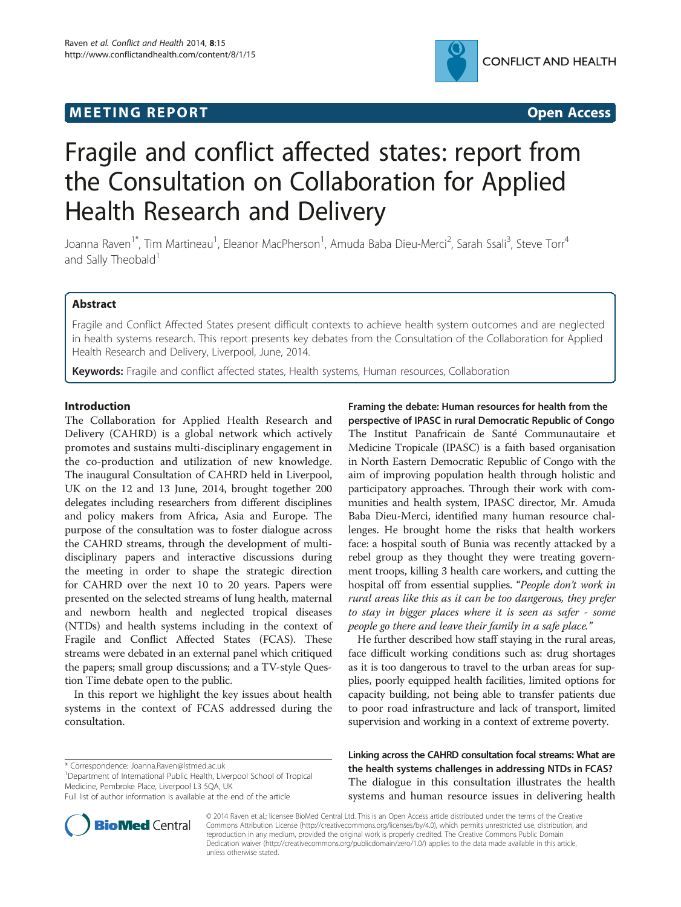**MEETING REPORT** **Open Access**

# Fragile and conflict affected states: report from the Consultation on Collaboration for Applied Health Research and Delivery

Joanna Raven[1*], Tim Martineau[1], Eleanor MacPherson[1], Amuda Baba Dieu-Merci[2], Sarah Ssali[3], Steve Torr[4] and Sally Theobald[1]

## Abstract

Fragile and Conflict Affected States present difficult contexts to achieve health system outcomes and are neglected in health systems research. This report presents key debates from the Consultation of the Collaboration for Applied Health Research and Delivery, Liverpool, June, 2014.

**Keywords:** Fragile and conflict affected states, Health systems, Human resources, Collaboration

## Introduction

The Collaboration for Applied Health Research and Delivery (CAHRD) is a global network which actively promotes and sustains multi-disciplinary engagement in the co-production and utilization of new knowledge. The inaugural Consultation of CAHRD held in Liverpool, UK on the 12 and 13 June, 2014, brought together 200 delegates including researchers from different disciplines and policy makers from Africa, Asia and Europe. The purpose of the consultation was to foster dialogue across the CAHRD streams, through the development of multi-disciplinary papers and interactive discussions during the meeting in order to shape the strategic direction for CAHRD over the next 10 to 20 years. Papers were presented on the selected streams of lung health, maternal and newborn health and neglected tropical diseases (NTDs) and health systems including in the context of Fragile and Conflict Affected States (FCAS). These streams were debated in an external panel which critiqued the papers; small group discussions; and a TV-style Question Time debate open to the public.

In this report we highlight the key issues about health systems in the context of FCAS addressed during the consultation.

### Framing the debate: Human resources for health from the perspective of IPASC in rural Democratic Republic of Congo

The Institut Panafricain de Santé Communautaire et Medicine Tropicale (IPASC) is a faith based organisation in North Eastern Democratic Republic of Congo with the aim of improving population health through holistic and participatory approaches. Through their work with communities and health system, IPASC director, Mr. Amuda Baba Dieu-Merci, identified many human resource challenges. He brought home the risks that health workers face: a hospital south of Bunia was recently attacked by a rebel group as they thought they were treating government troops, killing 3 health care workers, and cutting the hospital off from essential supplies. "*People don't work in rural areas like this as it can be too dangerous, they prefer to stay in bigger places where it is seen as safer - some people go there and leave their family in a safe place.*"

He further described how staff staying in the rural areas, face difficult working conditions such as: drug shortages as it is too dangerous to travel to the urban areas for supplies, poorly equipped health facilities, limited options for capacity building, not being able to transfer patients due to poor road infrastructure and lack of transport, limited supervision and working in a context of extreme poverty.

### Linking across the CAHRD consultation focal streams: What are the health systems challenges in addressing NTDs in FCAS?

The dialogue in this consultation illustrates the health systems and human resource issues in delivering health

\* Correspondence: Joanna.Raven@lstmed.ac.uk
[1]Department of International Public Health, Liverpool School of Tropical Medicine, Pembroke Place, Liverpool L3 5QA, UK
Full list of author information is available at the end of the article

© 2014 Raven et al.; licensee BioMed Central Ltd. This is an Open Access article distributed under the terms of the Creative Commons Attribution License (http://creativecommons.org/licenses/by/4.0), which permits unrestricted use, distribution, and reproduction in any medium, provided the original work is properly credited. The Creative Commons Public Domain Dedication waiver (http://creativecommons.org/publicdomain/zero/1.0/) applies to the data made available in this article, unless otherwise stated.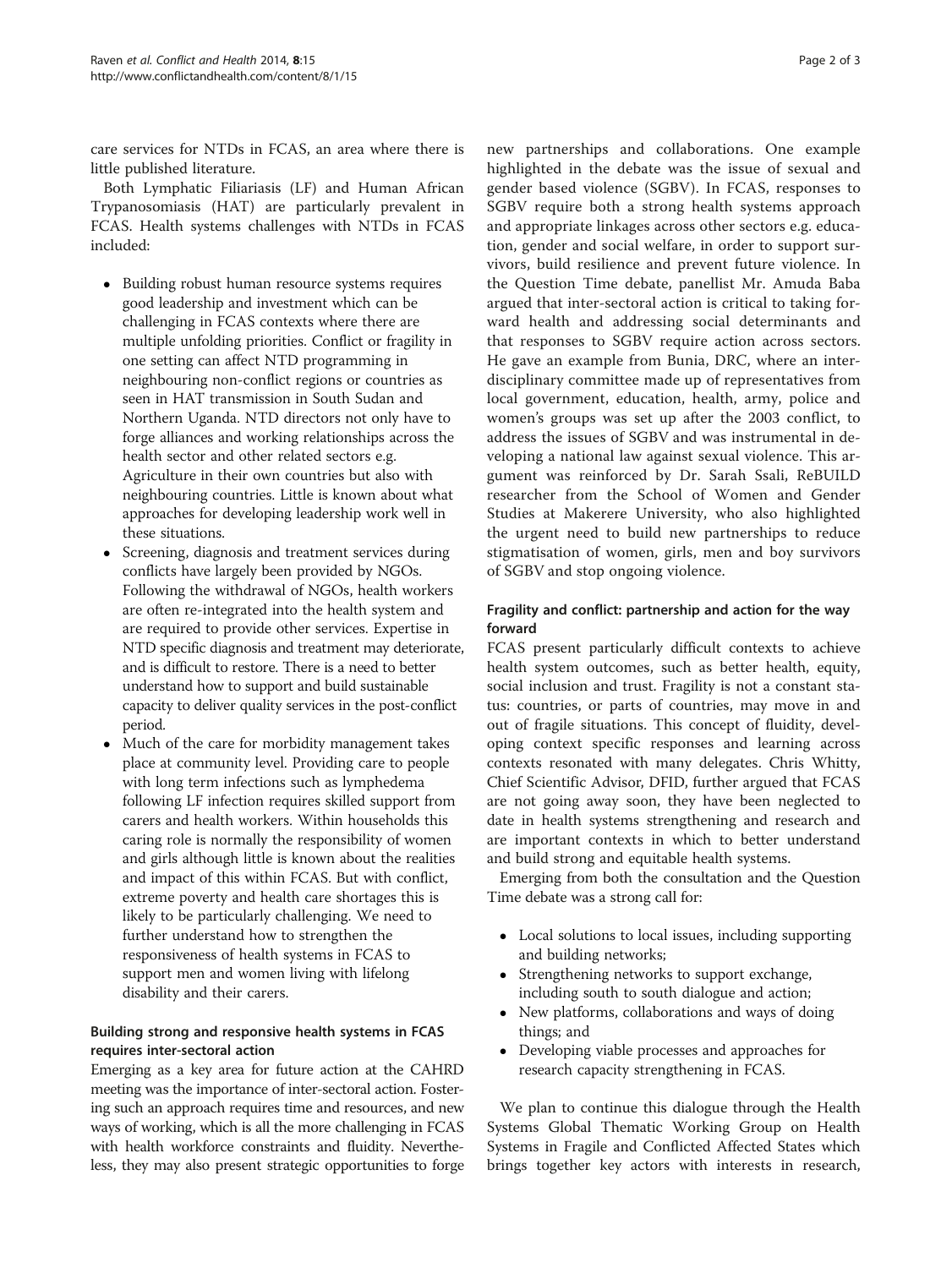care services for NTDs in FCAS, an area where there is little published literature.

Both Lymphatic Filiariasis (LF) and Human African Trypanosomiasis (HAT) are particularly prevalent in FCAS. Health systems challenges with NTDs in FCAS included:

- Building robust human resource systems requires good leadership and investment which can be challenging in FCAS contexts where there are multiple unfolding priorities. Conflict or fragility in one setting can affect NTD programming in neighbouring non-conflict regions or countries as seen in HAT transmission in South Sudan and Northern Uganda. NTD directors not only have to forge alliances and working relationships across the health sector and other related sectors e.g. Agriculture in their own countries but also with neighbouring countries. Little is known about what approaches for developing leadership work well in these situations.
- Screening, diagnosis and treatment services during conflicts have largely been provided by NGOs. Following the withdrawal of NGOs, health workers are often re-integrated into the health system and are required to provide other services. Expertise in NTD specific diagnosis and treatment may deteriorate, and is difficult to restore. There is a need to better understand how to support and build sustainable capacity to deliver quality services in the post-conflict period.
- Much of the care for morbidity management takes place at community level. Providing care to people with long term infections such as lymphedema following LF infection requires skilled support from carers and health workers. Within households this caring role is normally the responsibility of women and girls although little is known about the realities and impact of this within FCAS. But with conflict, extreme poverty and health care shortages this is likely to be particularly challenging. We need to further understand how to strengthen the responsiveness of health systems in FCAS to support men and women living with lifelong disability and their carers.

### Building strong and responsive health systems in FCAS requires inter-sectoral action

Emerging as a key area for future action at the CAHRD meeting was the importance of inter-sectoral action. Fostering such an approach requires time and resources, and new ways of working, which is all the more challenging in FCAS with health workforce constraints and fluidity. Nevertheless, they may also present strategic opportunities to forge new partnerships and collaborations. One example highlighted in the debate was the issue of sexual and gender based violence (SGBV). In FCAS, responses to SGBV require both a strong health systems approach and appropriate linkages across other sectors e.g. education, gender and social welfare, in order to support survivors, build resilience and prevent future violence. In the Question Time debate, panellist Mr. Amuda Baba argued that inter-sectoral action is critical to taking forward health and addressing social determinants and that responses to SGBV require action across sectors. He gave an example from Bunia, DRC, where an inter-disciplinary committee made up of representatives from local government, education, health, army, police and women's groups was set up after the 2003 conflict, to address the issues of SGBV and was instrumental in developing a national law against sexual violence. This argument was reinforced by Dr. Sarah Ssali, ReBUILD researcher from the School of Women and Gender Studies at Makerere University, who also highlighted the urgent need to build new partnerships to reduce stigmatisation of women, girls, men and boy survivors of SGBV and stop ongoing violence.

### Fragility and conflict: partnership and action for the way forward

FCAS present particularly difficult contexts to achieve health system outcomes, such as better health, equity, social inclusion and trust. Fragility is not a constant status: countries, or parts of countries, may move in and out of fragile situations. This concept of fluidity, developing context specific responses and learning across contexts resonated with many delegates. Chris Whitty, Chief Scientific Advisor, DFID, further argued that FCAS are not going away soon, they have been neglected to date in health systems strengthening and research and are important contexts in which to better understand and build strong and equitable health systems.

Emerging from both the consultation and the Question Time debate was a strong call for:

- Local solutions to local issues, including supporting and building networks;
- Strengthening networks to support exchange, including south to south dialogue and action;
- New platforms, collaborations and ways of doing things; and
- Developing viable processes and approaches for research capacity strengthening in FCAS.

We plan to continue this dialogue through the Health Systems Global Thematic Working Group on Health Systems in Fragile and Conflicted Affected States which brings together key actors with interests in research,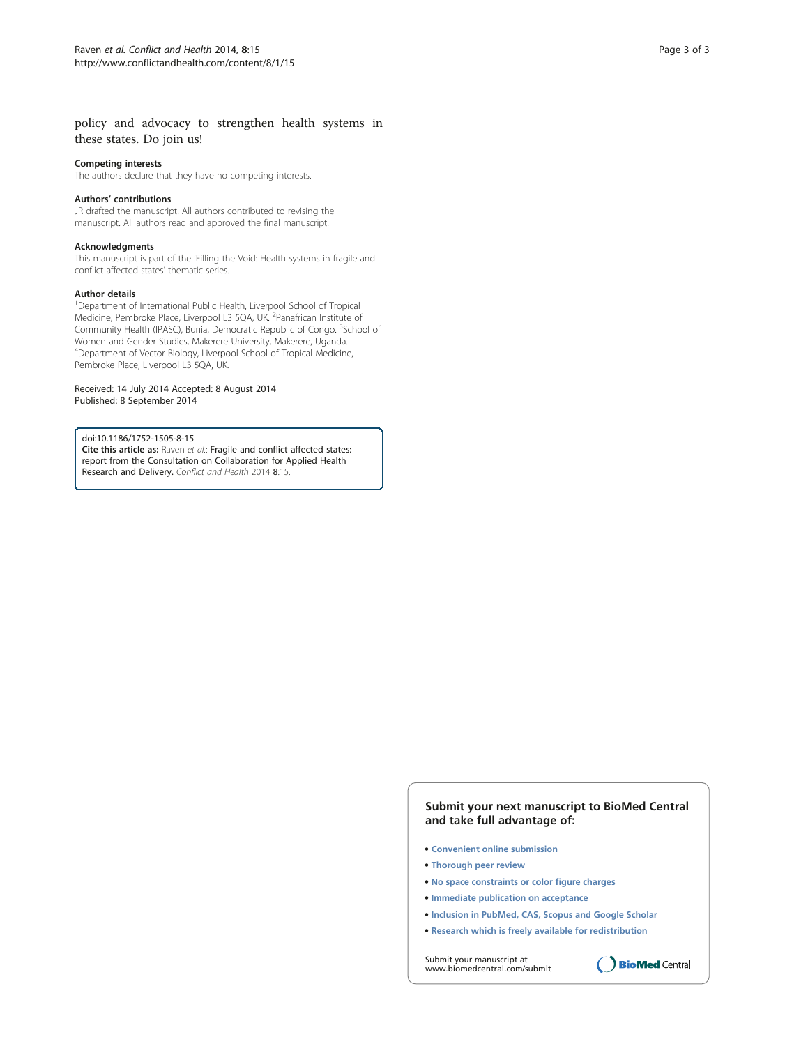policy and advocacy to strengthen health systems in these states. Do join us!

### Competing interests

The authors declare that they have no competing interests.

### Authors' contributions

JR drafted the manuscript. All authors contributed to revising the manuscript. All authors read and approved the final manuscript.

### Acknowledgments

This manuscript is part of the 'Filling the Void: Health systems in fragile and conflict affected states' thematic series.

### Author details

[1]Department of International Public Health, Liverpool School of Tropical Medicine, Pembroke Place, Liverpool L3 5QA, UK. [2]Panafrican Institute of Community Health (IPASC), Bunia, Democratic Republic of Congo. [3]School of Women and Gender Studies, Makerere University, Makerere, Uganda. [4]Department of Vector Biology, Liverpool School of Tropical Medicine, Pembroke Place, Liverpool L3 5QA, UK.

Received: 14 July 2014 Accepted: 8 August 2014
Published: 8 September 2014

doi:10.1186/1752-1505-8-15
**Cite this article as:** Raven *et al.*: Fragile and conflict affected states: report from the Consultation on Collaboration for Applied Health Research and Delivery. *Conflict and Health* 2014 **8**:15.

**Submit your next manuscript to BioMed Central and take full advantage of:**

- **Convenient online submission**
- **Thorough peer review**
- **No space constraints or color figure charges**
- **Immediate publication on acceptance**
- **Inclusion in PubMed, CAS, Scopus and Google Scholar**
- **Research which is freely available for redistribution**

Submit your manuscript at
www.biomedcentral.com/submit

BioMed Central